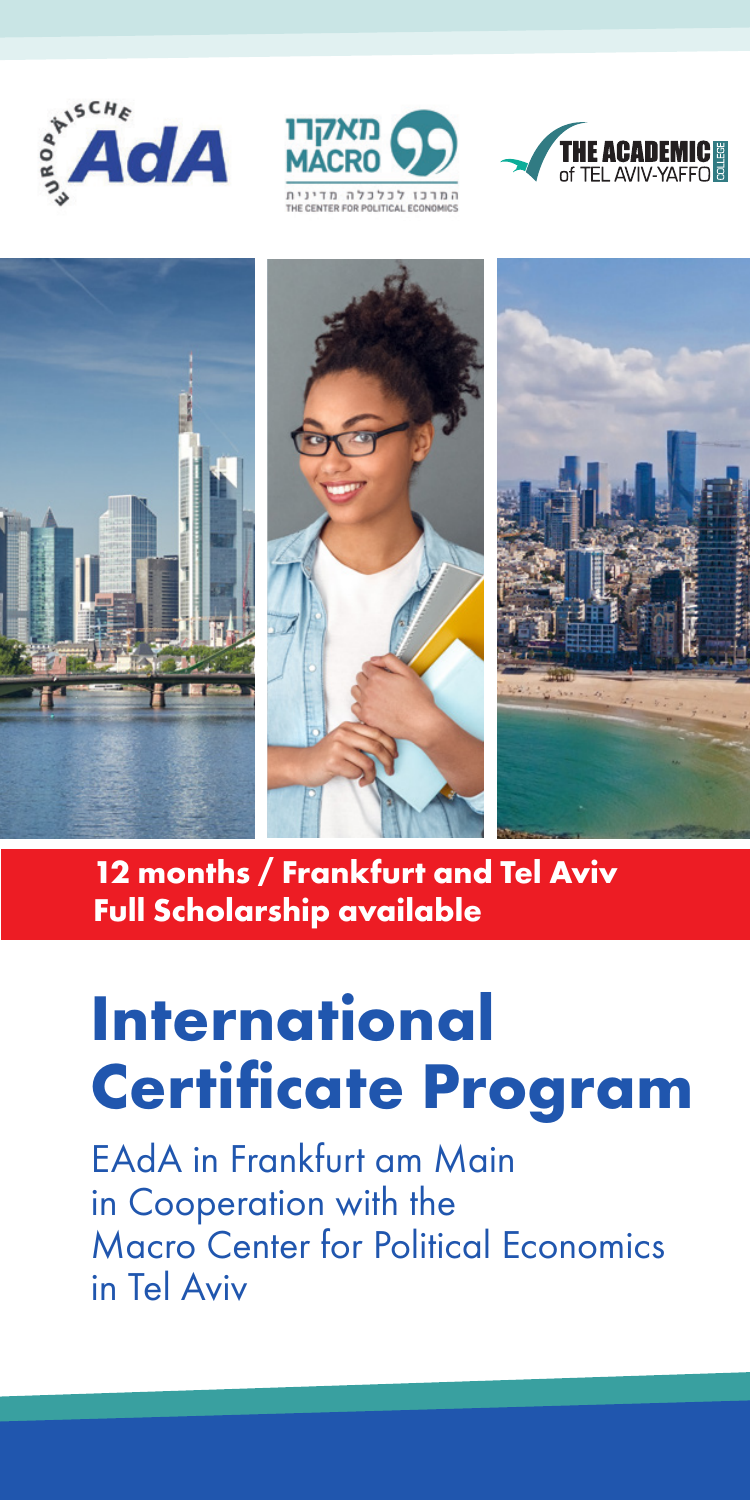**12 months / Frankfurt and Tel Aviv**
**Full Scholarship available**

# International Certificate Program

EAdA in Frankfurt am Main
in Cooperation with the
Macro Center for Political Economics
in Tel Aviv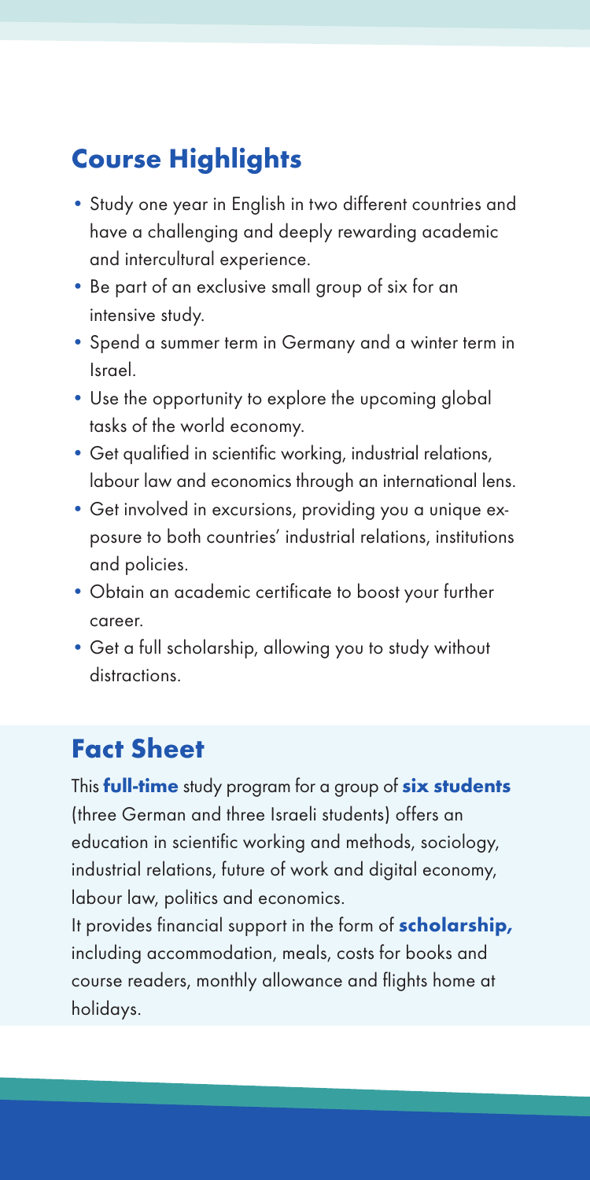## Course Highlights

- Study one year in English in two different countries and have a challenging and deeply rewarding academic and intercultural experience.
- Be part of an exclusive small group of six for an intensive study.
- Spend a summer term in Germany and a winter term in Israel.
- Use the opportunity to explore the upcoming global tasks of the world economy.
- Get qualified in scientific working, industrial relations, labour law and economics through an international lens.
- Get involved in excursions, providing you a unique exposure to both countries' industrial relations, institutions and policies.
- Obtain an academic certificate to boost your further career.
- Get a full scholarship, allowing you to study without distractions.

## Fact Sheet

This **full-time** study program for a group of **six students** (three German and three Israeli students) offers an education in scientific working and methods, sociology, industrial relations, future of work and digital economy, labour law, politics and economics.

It provides financial support in the form of **scholarship,** including accommodation, meals, costs for books and course readers, monthly allowance and flights home at holidays.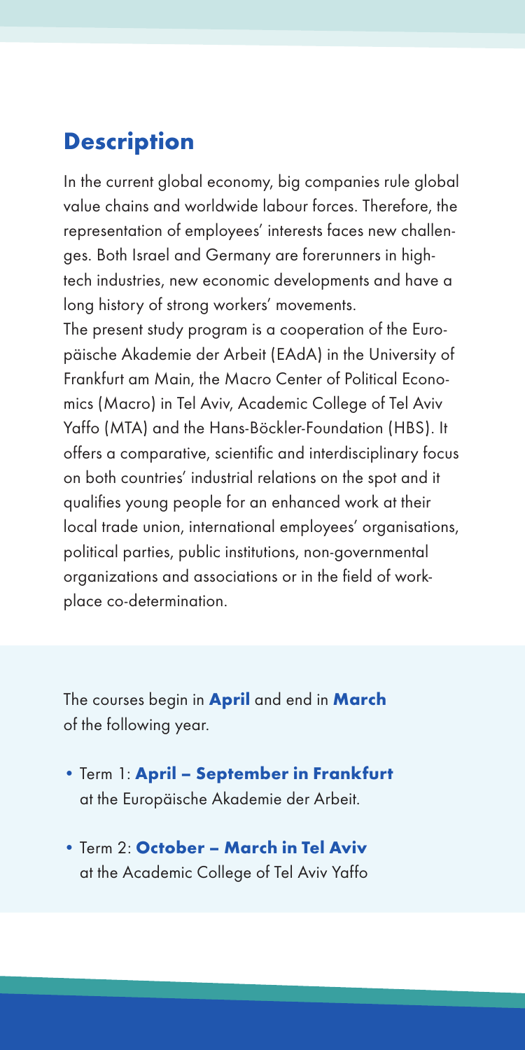## Description

In the current global economy, big companies rule global value chains and worldwide labour forces. Therefore, the representation of employees' interests faces new challenges. Both Israel and Germany are forerunners in high-tech industries, new economic developments and have a long history of strong workers' movements.

The present study program is a cooperation of the Europäische Akademie der Arbeit (EAdA) in the University of Frankfurt am Main, the Macro Center of Political Economics (Macro) in Tel Aviv, Academic College of Tel Aviv Yaffo (MTA) and the Hans-Böckler-Foundation (HBS). It offers a comparative, scientific and interdisciplinary focus on both countries' industrial relations on the spot and it qualifies young people for an enhanced work at their local trade union, international employees' organisations, political parties, public institutions, non-governmental organizations and associations or in the field of workplace co-determination.

The courses begin in **April** and end in **March** of the following year.

- Term 1: **April – September in Frankfurt** at the Europäische Akademie der Arbeit.
- Term 2: **October – March in Tel Aviv** at the Academic College of Tel Aviv Yaffo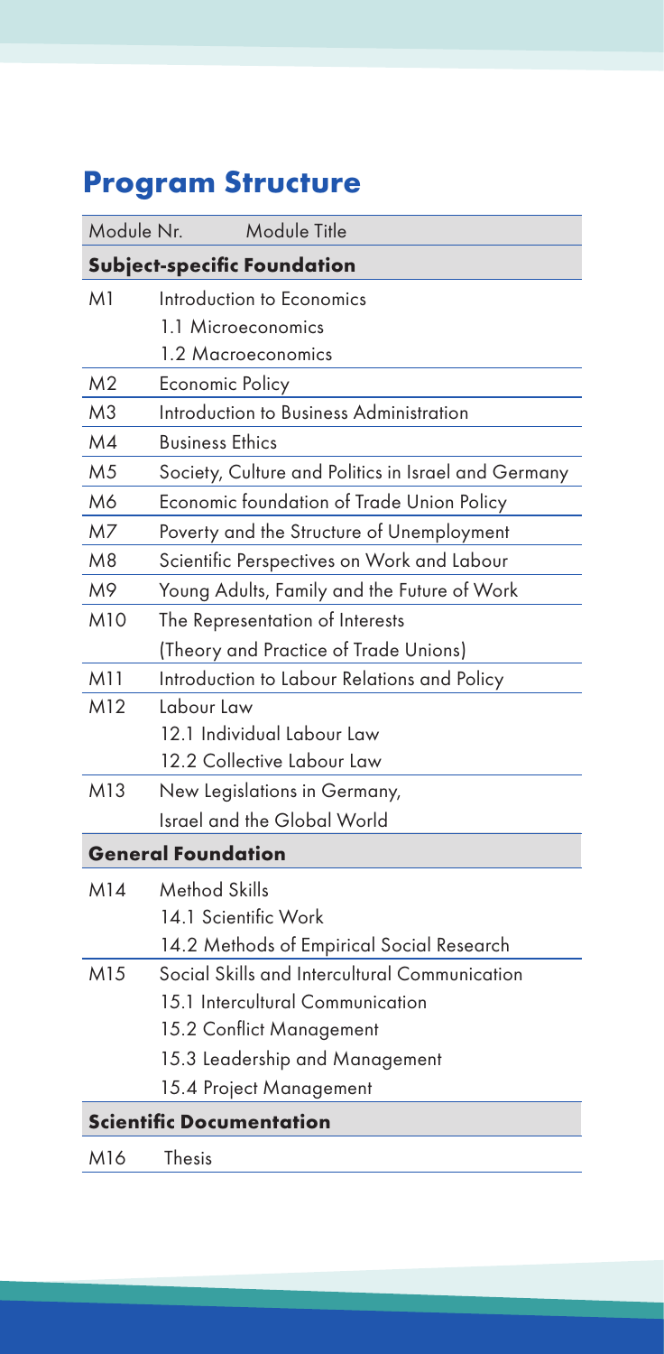## Program Structure

| Module Nr. | Module Title |
|---|---|
| **Subject-specific Foundation** | |
| M1 | Introduction to Economics<br>1.1 Microeconomics<br>1.2 Macroeconomics |
| M2 | Economic Policy |
| M3 | Introduction to Business Administration |
| M4 | Business Ethics |
| M5 | Society, Culture and Politics in Israel and Germany |
| M6 | Economic foundation of Trade Union Policy |
| M7 | Poverty and the Structure of Unemployment |
| M8 | Scientific Perspectives on Work and Labour |
| M9 | Young Adults, Family and the Future of Work |
| M10 | The Representation of Interests<br>(Theory and Practice of Trade Unions) |
| M11 | Introduction to Labour Relations and Policy |
| M12 | Labour Law<br>12.1 Individual Labour Law<br>12.2 Collective Labour Law |
| M13 | New Legislations in Germany,<br>Israel and the Global World |
| **General Foundation** | |
| M14 | Method Skills<br>14.1 Scientific Work<br>14.2 Methods of Empirical Social Research |
| M15 | Social Skills and Intercultural Communication<br>15.1 Intercultural Communication<br>15.2 Conflict Management<br>15.3 Leadership and Management<br>15.4 Project Management |
| **Scientific Documentation** | |
| M16 | Thesis |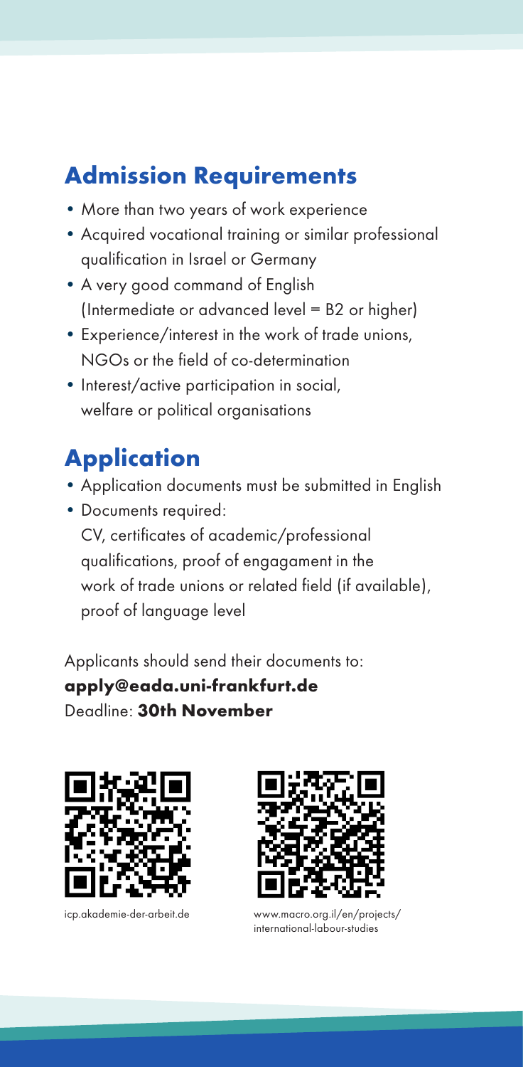## Admission Requirements

- More than two years of work experience
- Acquired vocational training or similar professional qualification in Israel or Germany
- A very good command of English (Intermediate or advanced level = B2 or higher)
- Experience/interest in the work of trade unions, NGOs or the field of co-determination
- Interest/active participation in social, welfare or political organisations

## Application

- Application documents must be submitted in English
- Documents required:
  CV, certificates of academic/professional qualifications, proof of engagament in the work of trade unions or related field (if available), proof of language level

Applicants should send their documents to:
**apply@eada.uni-frankfurt.de**
Deadline: **30th November**

icp.akademie-der-arbeit.de

www.macro.org.il/en/projects/international-labour-studies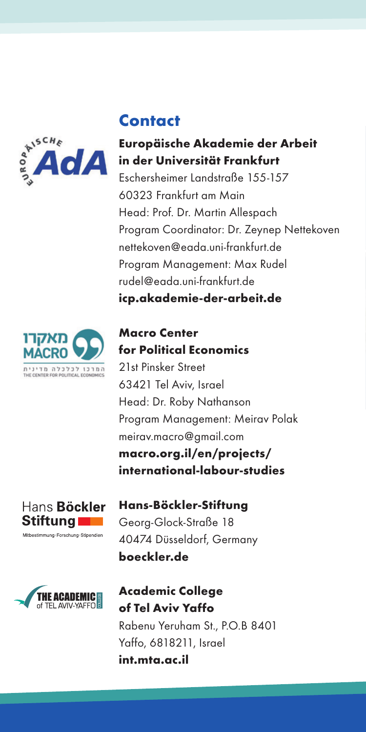## Contact

**Europäische Akademie der Arbeit in der Universität Frankfurt**
Eschersheimer Landstraße 155-157
60323 Frankfurt am Main
Head: Prof. Dr. Martin Allespach
Program Coordinator: Dr. Zeynep Nettekoven
nettekoven@eada.uni-frankfurt.de
Program Management: Max Rudel
rudel@eada.uni-frankfurt.de
**icp.akademie-der-arbeit.de**

**Macro Center for Political Economics**
21st Pinsker Street
63421 Tel Aviv, Israel
Head: Dr. Roby Nathanson
Program Management: Meirav Polak
meirav.macro@gmail.com
**macro.org.il/en/projects/international-labour-studies**

**Hans-Böckler-Stiftung**
Georg-Glock-Straße 18
40474 Düsseldorf, Germany
**boeckler.de**

**Academic College of Tel Aviv Yaffo**
Rabenu Yeruham St., P.O.B 8401
Yaffo, 6818211, Israel
**int.mta.ac.il**